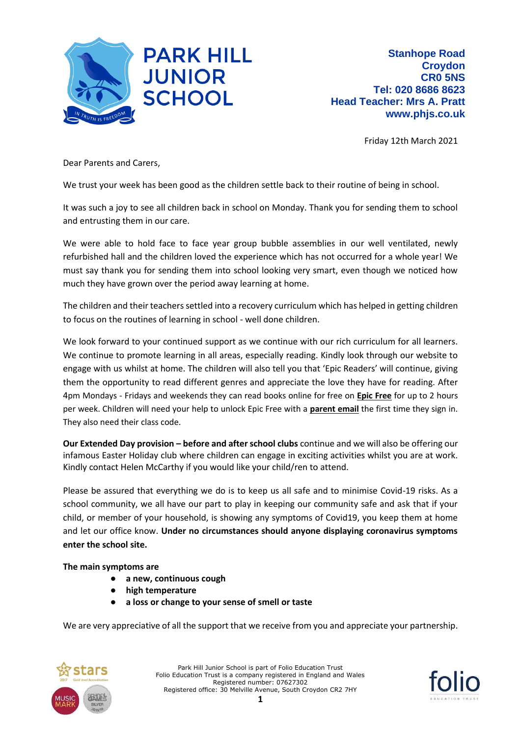# PARK HILL JUNIOR SCHOOL

**Stanhope Road**
**Croydon**
**CR0 5NS**
**Tel: 020 8686 8623**
**Head Teacher: Mrs A. Pratt**
**www.phjs.co.uk**

Friday 12th March 2021

Dear Parents and Carers,

We trust your week has been good as the children settle back to their routine of being in school.

It was such a joy to see all children back in school on Monday. Thank you for sending them to school and entrusting them in our care.

We were able to hold face to face year group bubble assemblies in our well ventilated, newly refurbished hall and the children loved the experience which has not occurred for a whole year! We must say thank you for sending them into school looking very smart, even though we noticed how much they have grown over the period away learning at home.

The children and their teachers settled into a recovery curriculum which has helped in getting children to focus on the routines of learning in school - well done children.

We look forward to your continued support as we continue with our rich curriculum for all learners. We continue to promote learning in all areas, especially reading. Kindly look through our website to engage with us whilst at home. The children will also tell you that 'Epic Readers' will continue, giving them the opportunity to read different genres and appreciate the love they have for reading. After 4pm Mondays - Fridays and weekends they can read books online for free on **Epic Free** for up to 2 hours per week. Children will need your help to unlock Epic Free with a **parent email** the first time they sign in. They also need their class code.

**Our Extended Day provision – before and after school clubs** continue and we will also be offering our infamous Easter Holiday club where children can engage in exciting activities whilst you are at work. Kindly contact Helen McCarthy if you would like your child/ren to attend.

Please be assured that everything we do is to keep us all safe and to minimise Covid-19 risks. As a school community, we all have our part to play in keeping our community safe and ask that if your child, or member of your household, is showing any symptoms of Covid19, you keep them at home and let our office know. **Under no circumstances should anyone displaying coronavirus symptoms enter the school site.**

**The main symptoms are**

- **a new, continuous cough**
- **high temperature**
- **a loss or change to your sense of smell or taste**

We are very appreciative of all the support that we receive from you and appreciate your partnership.

Park Hill Junior School is part of Folio Education Trust
Folio Education Trust is a company registered in England and Wales
Registered number: 07627302
Registered office: 30 Melville Avenue, South Croydon CR2 7HY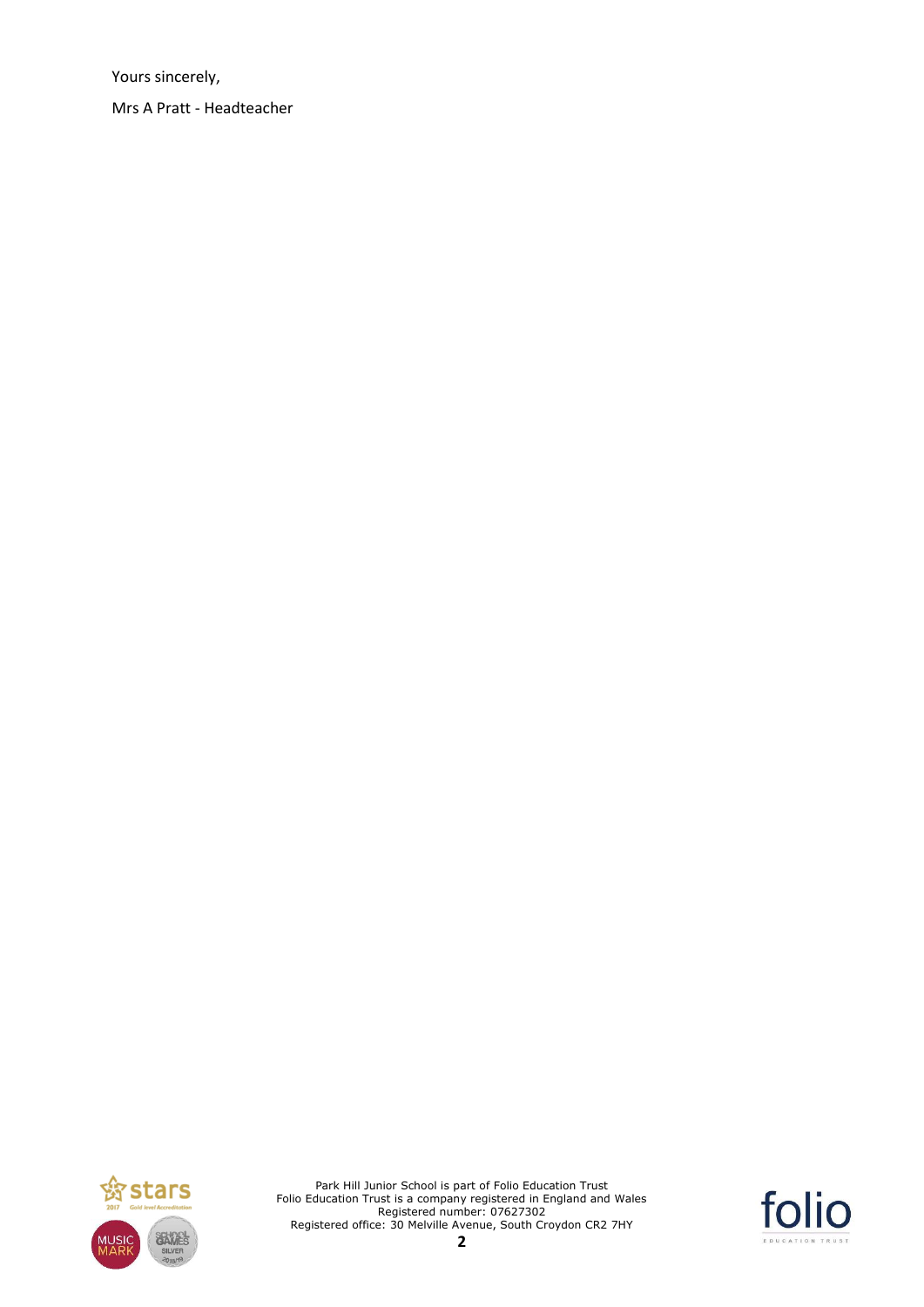Yours sincerely,

Mrs A Pratt - Headteacher

Park Hill Junior School is part of Folio Education Trust
Folio Education Trust is a company registered in England and Wales
Registered number: 07627302
Registered office: 30 Melville Avenue, South Croydon CR2 7HY